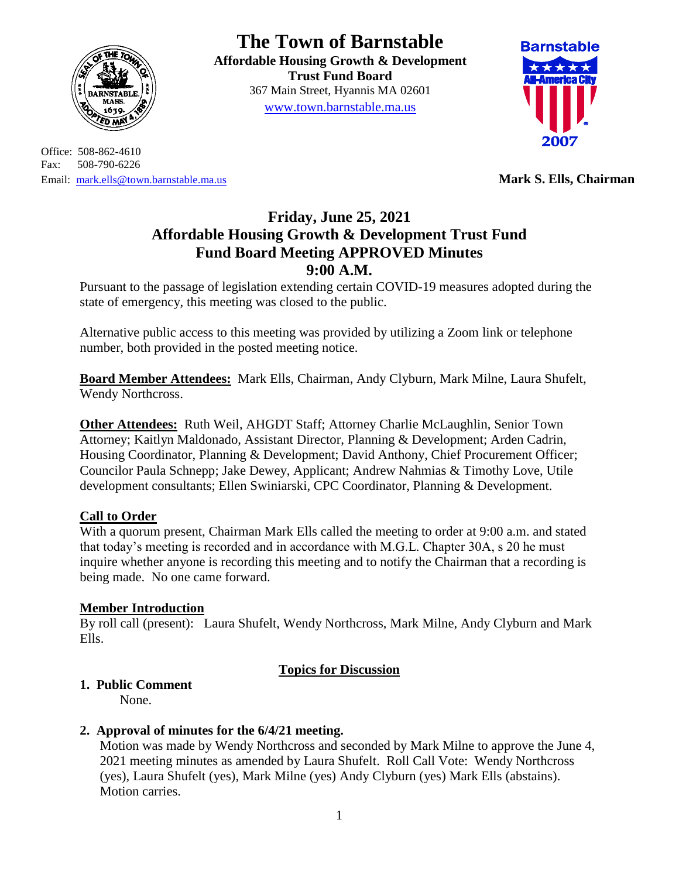# The Town of Barnstable

**Affordable Housing Growth & Development**
**Trust Fund Board**
367 Main Street, Hyannis MA 02601
www.town.barnstable.ma.us

Office: 508-862-4610
Fax: 508-790-6226
Email: mark.ells@town.barnstable.ma.us

**Mark S. Ells, Chairman**

## Friday, June 25, 2021
## Affordable Housing Growth & Development Trust Fund
## Fund Board Meeting APPROVED Minutes
## 9:00 A.M.

Pursuant to the passage of legislation extending certain COVID-19 measures adopted during the state of emergency, this meeting was closed to the public.

Alternative public access to this meeting was provided by utilizing a Zoom link or telephone number, both provided in the posted meeting notice.

**Board Member Attendees:** Mark Ells, Chairman, Andy Clyburn, Mark Milne, Laura Shufelt, Wendy Northcross.

**Other Attendees:** Ruth Weil, AHGDT Staff; Attorney Charlie McLaughlin, Senior Town Attorney; Kaitlyn Maldonado, Assistant Director, Planning & Development; Arden Cadrin, Housing Coordinator, Planning & Development; David Anthony, Chief Procurement Officer; Councilor Paula Schnepp; Jake Dewey, Applicant; Andrew Nahmias & Timothy Love, Utile development consultants; Ellen Swiniarski, CPC Coordinator, Planning & Development.

**Call to Order**

With a quorum present, Chairman Mark Ells called the meeting to order at 9:00 a.m. and stated that today's meeting is recorded and in accordance with M.G.L. Chapter 30A, s 20 he must inquire whether anyone is recording this meeting and to notify the Chairman that a recording is being made. No one came forward.

**Member Introduction**

By roll call (present): Laura Shufelt, Wendy Northcross, Mark Milne, Andy Clyburn and Mark Ells.

**Topics for Discussion**

1. **Public Comment**

   None.

2. **Approval of minutes for the 6/4/21 meeting.**

   Motion was made by Wendy Northcross and seconded by Mark Milne to approve the June 4, 2021 meeting minutes as amended by Laura Shufelt. Roll Call Vote: Wendy Northcross (yes), Laura Shufelt (yes), Mark Milne (yes) Andy Clyburn (yes) Mark Ells (abstains). Motion carries.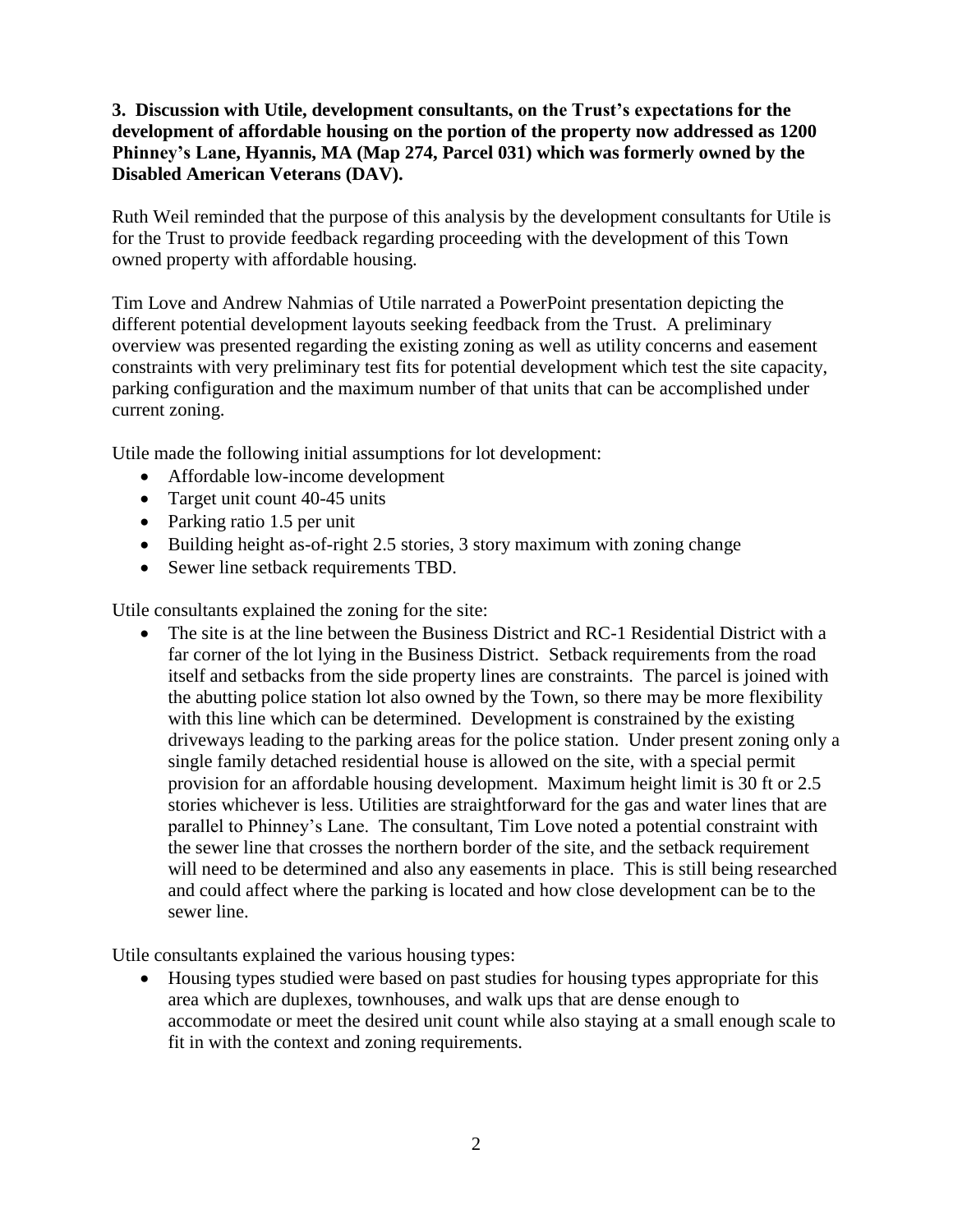**3. Discussion with Utile, development consultants, on the Trust's expectations for the development of affordable housing on the portion of the property now addressed as 1200 Phinney's Lane, Hyannis, MA (Map 274, Parcel 031) which was formerly owned by the Disabled American Veterans (DAV).**

Ruth Weil reminded that the purpose of this analysis by the development consultants for Utile is for the Trust to provide feedback regarding proceeding with the development of this Town owned property with affordable housing.

Tim Love and Andrew Nahmias of Utile narrated a PowerPoint presentation depicting the different potential development layouts seeking feedback from the Trust. A preliminary overview was presented regarding the existing zoning as well as utility concerns and easement constraints with very preliminary test fits for potential development which test the site capacity, parking configuration and the maximum number of that units that can be accomplished under current zoning.

Utile made the following initial assumptions for lot development:

- Affordable low-income development
- Target unit count 40-45 units
- Parking ratio 1.5 per unit
- Building height as-of-right 2.5 stories, 3 story maximum with zoning change
- Sewer line setback requirements TBD.

Utile consultants explained the zoning for the site:

- The site is at the line between the Business District and RC-1 Residential District with a far corner of the lot lying in the Business District. Setback requirements from the road itself and setbacks from the side property lines are constraints. The parcel is joined with the abutting police station lot also owned by the Town, so there may be more flexibility with this line which can be determined. Development is constrained by the existing driveways leading to the parking areas for the police station. Under present zoning only a single family detached residential house is allowed on the site, with a special permit provision for an affordable housing development. Maximum height limit is 30 ft or 2.5 stories whichever is less. Utilities are straightforward for the gas and water lines that are parallel to Phinney's Lane. The consultant, Tim Love noted a potential constraint with the sewer line that crosses the northern border of the site, and the setback requirement will need to be determined and also any easements in place. This is still being researched and could affect where the parking is located and how close development can be to the sewer line.

Utile consultants explained the various housing types:

- Housing types studied were based on past studies for housing types appropriate for this area which are duplexes, townhouses, and walk ups that are dense enough to accommodate or meet the desired unit count while also staying at a small enough scale to fit in with the context and zoning requirements.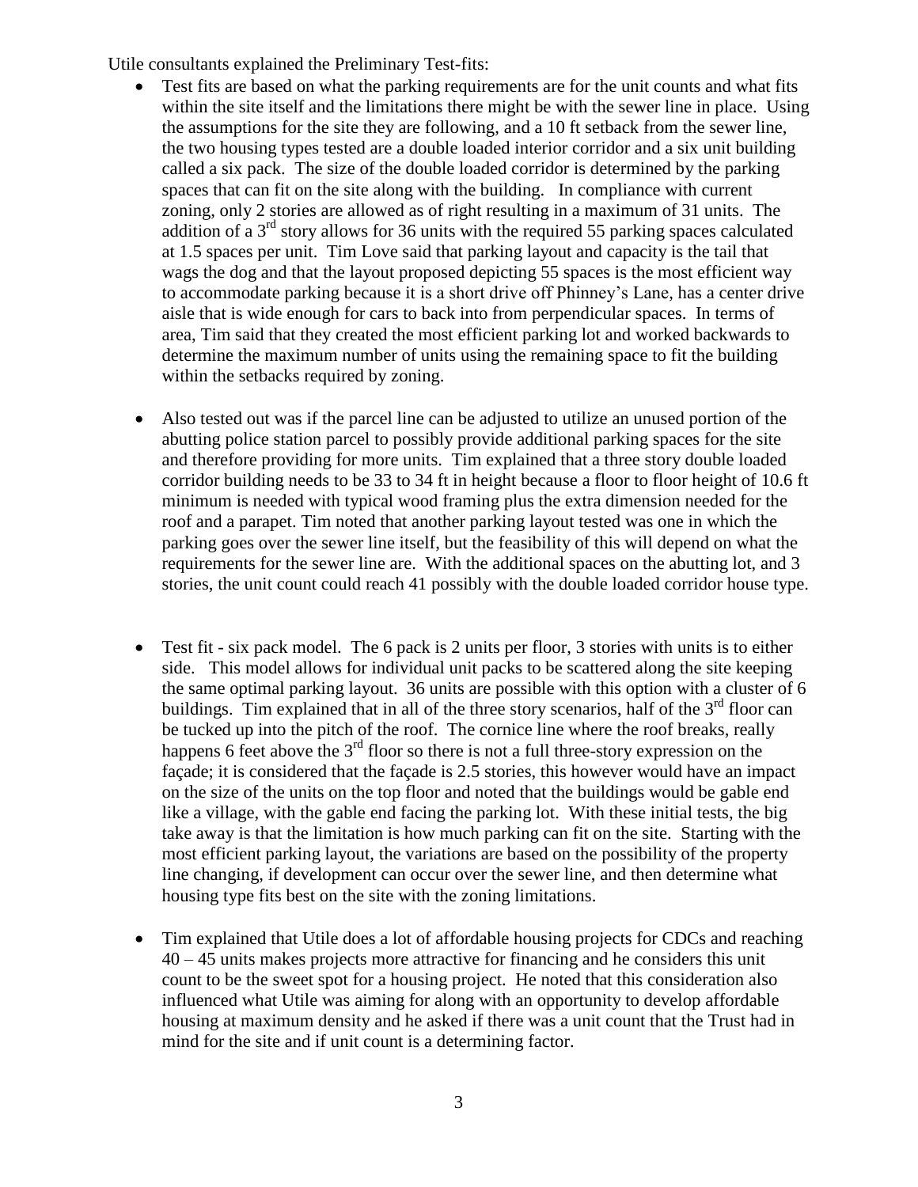Utile consultants explained the Preliminary Test-fits:

- Test fits are based on what the parking requirements are for the unit counts and what fits within the site itself and the limitations there might be with the sewer line in place. Using the assumptions for the site they are following, and a 10 ft setback from the sewer line, the two housing types tested are a double loaded interior corridor and a six unit building called a six pack. The size of the double loaded corridor is determined by the parking spaces that can fit on the site along with the building. In compliance with current zoning, only 2 stories are allowed as of right resulting in a maximum of 31 units. The addition of a 3rd story allows for 36 units with the required 55 parking spaces calculated at 1.5 spaces per unit. Tim Love said that parking layout and capacity is the tail that wags the dog and that the layout proposed depicting 55 spaces is the most efficient way to accommodate parking because it is a short drive off Phinney's Lane, has a center drive aisle that is wide enough for cars to back into from perpendicular spaces. In terms of area, Tim said that they created the most efficient parking lot and worked backwards to determine the maximum number of units using the remaining space to fit the building within the setbacks required by zoning.

- Also tested out was if the parcel line can be adjusted to utilize an unused portion of the abutting police station parcel to possibly provide additional parking spaces for the site and therefore providing for more units. Tim explained that a three story double loaded corridor building needs to be 33 to 34 ft in height because a floor to floor height of 10.6 ft minimum is needed with typical wood framing plus the extra dimension needed for the roof and a parapet. Tim noted that another parking layout tested was one in which the parking goes over the sewer line itself, but the feasibility of this will depend on what the requirements for the sewer line are. With the additional spaces on the abutting lot, and 3 stories, the unit count could reach 41 possibly with the double loaded corridor house type.

- Test fit - six pack model. The 6 pack is 2 units per floor, 3 stories with units is to either side. This model allows for individual unit packs to be scattered along the site keeping the same optimal parking layout. 36 units are possible with this option with a cluster of 6 buildings. Tim explained that in all of the three story scenarios, half of the 3rd floor can be tucked up into the pitch of the roof. The cornice line where the roof breaks, really happens 6 feet above the 3rd floor so there is not a full three-story expression on the façade; it is considered that the façade is 2.5 stories, this however would have an impact on the size of the units on the top floor and noted that the buildings would be gable end like a village, with the gable end facing the parking lot. With these initial tests, the big take away is that the limitation is how much parking can fit on the site. Starting with the most efficient parking layout, the variations are based on the possibility of the property line changing, if development can occur over the sewer line, and then determine what housing type fits best on the site with the zoning limitations.

- Tim explained that Utile does a lot of affordable housing projects for CDCs and reaching 40 – 45 units makes projects more attractive for financing and he considers this unit count to be the sweet spot for a housing project. He noted that this consideration also influenced what Utile was aiming for along with an opportunity to develop affordable housing at maximum density and he asked if there was a unit count that the Trust had in mind for the site and if unit count is a determining factor.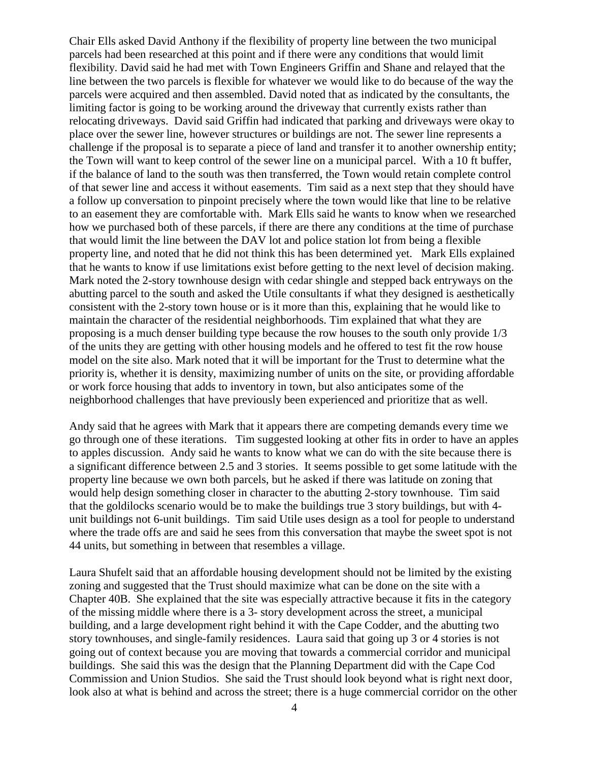Chair Ells asked David Anthony if the flexibility of property line between the two municipal parcels had been researched at this point and if there were any conditions that would limit flexibility. David said he had met with Town Engineers Griffin and Shane and relayed that the line between the two parcels is flexible for whatever we would like to do because of the way the parcels were acquired and then assembled. David noted that as indicated by the consultants, the limiting factor is going to be working around the driveway that currently exists rather than relocating driveways. David said Griffin had indicated that parking and driveways were okay to place over the sewer line, however structures or buildings are not. The sewer line represents a challenge if the proposal is to separate a piece of land and transfer it to another ownership entity; the Town will want to keep control of the sewer line on a municipal parcel. With a 10 ft buffer, if the balance of land to the south was then transferred, the Town would retain complete control of that sewer line and access it without easements. Tim said as a next step that they should have a follow up conversation to pinpoint precisely where the town would like that line to be relative to an easement they are comfortable with. Mark Ells said he wants to know when we researched how we purchased both of these parcels, if there are there any conditions at the time of purchase that would limit the line between the DAV lot and police station lot from being a flexible property line, and noted that he did not think this has been determined yet. Mark Ells explained that he wants to know if use limitations exist before getting to the next level of decision making. Mark noted the 2-story townhouse design with cedar shingle and stepped back entryways on the abutting parcel to the south and asked the Utile consultants if what they designed is aesthetically consistent with the 2-story town house or is it more than this, explaining that he would like to maintain the character of the residential neighborhoods. Tim explained that what they are proposing is a much denser building type because the row houses to the south only provide 1/3 of the units they are getting with other housing models and he offered to test fit the row house model on the site also. Mark noted that it will be important for the Trust to determine what the priority is, whether it is density, maximizing number of units on the site, or providing affordable or work force housing that adds to inventory in town, but also anticipates some of the neighborhood challenges that have previously been experienced and prioritize that as well.

Andy said that he agrees with Mark that it appears there are competing demands every time we go through one of these iterations. Tim suggested looking at other fits in order to have an apples to apples discussion. Andy said he wants to know what we can do with the site because there is a significant difference between 2.5 and 3 stories. It seems possible to get some latitude with the property line because we own both parcels, but he asked if there was latitude on zoning that would help design something closer in character to the abutting 2-story townhouse. Tim said that the goldilocks scenario would be to make the buildings true 3 story buildings, but with 4-unit buildings not 6-unit buildings. Tim said Utile uses design as a tool for people to understand where the trade offs are and said he sees from this conversation that maybe the sweet spot is not 44 units, but something in between that resembles a village.

Laura Shufelt said that an affordable housing development should not be limited by the existing zoning and suggested that the Trust should maximize what can be done on the site with a Chapter 40B. She explained that the site was especially attractive because it fits in the category of the missing middle where there is a 3- story development across the street, a municipal building, and a large development right behind it with the Cape Codder, and the abutting two story townhouses, and single-family residences. Laura said that going up 3 or 4 stories is not going out of context because you are moving that towards a commercial corridor and municipal buildings. She said this was the design that the Planning Department did with the Cape Cod Commission and Union Studios. She said the Trust should look beyond what is right next door, look also at what is behind and across the street; there is a huge commercial corridor on the other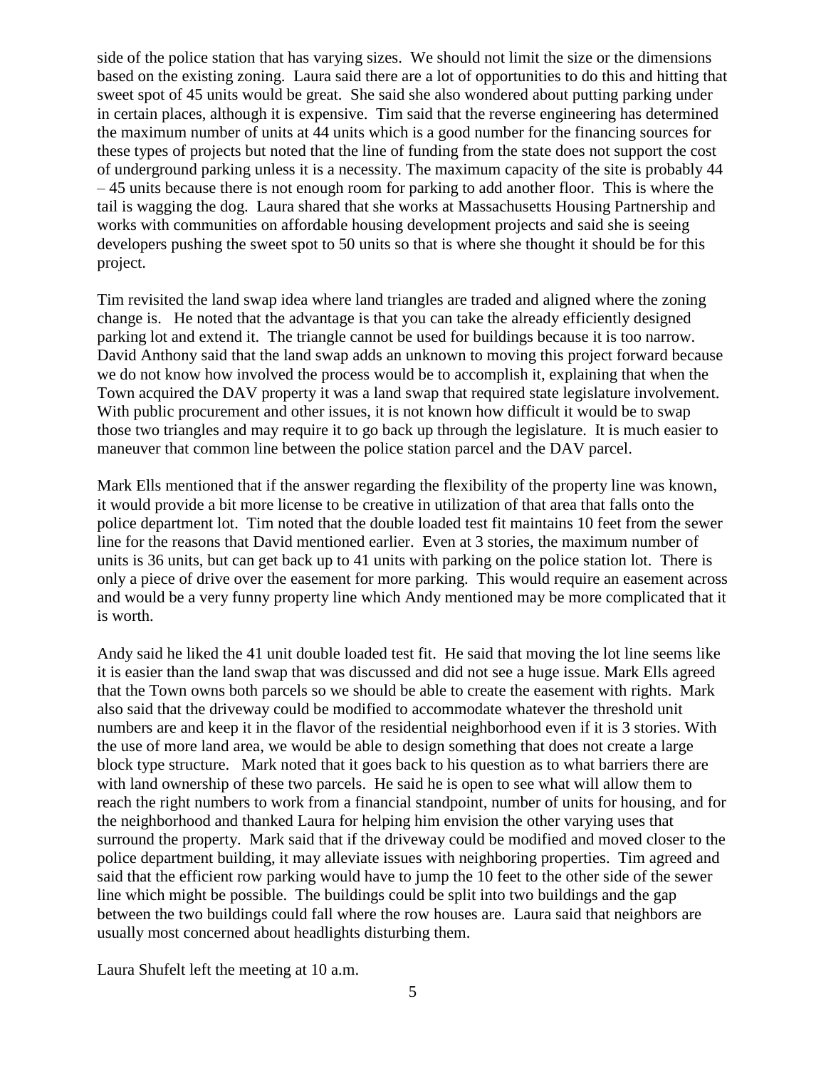side of the police station that has varying sizes. We should not limit the size or the dimensions based on the existing zoning. Laura said there are a lot of opportunities to do this and hitting that sweet spot of 45 units would be great. She said she also wondered about putting parking under in certain places, although it is expensive. Tim said that the reverse engineering has determined the maximum number of units at 44 units which is a good number for the financing sources for these types of projects but noted that the line of funding from the state does not support the cost of underground parking unless it is a necessity. The maximum capacity of the site is probably 44 – 45 units because there is not enough room for parking to add another floor. This is where the tail is wagging the dog. Laura shared that she works at Massachusetts Housing Partnership and works with communities on affordable housing development projects and said she is seeing developers pushing the sweet spot to 50 units so that is where she thought it should be for this project.

Tim revisited the land swap idea where land triangles are traded and aligned where the zoning change is. He noted that the advantage is that you can take the already efficiently designed parking lot and extend it. The triangle cannot be used for buildings because it is too narrow. David Anthony said that the land swap adds an unknown to moving this project forward because we do not know how involved the process would be to accomplish it, explaining that when the Town acquired the DAV property it was a land swap that required state legislature involvement. With public procurement and other issues, it is not known how difficult it would be to swap those two triangles and may require it to go back up through the legislature. It is much easier to maneuver that common line between the police station parcel and the DAV parcel.

Mark Ells mentioned that if the answer regarding the flexibility of the property line was known, it would provide a bit more license to be creative in utilization of that area that falls onto the police department lot. Tim noted that the double loaded test fit maintains 10 feet from the sewer line for the reasons that David mentioned earlier. Even at 3 stories, the maximum number of units is 36 units, but can get back up to 41 units with parking on the police station lot. There is only a piece of drive over the easement for more parking. This would require an easement across and would be a very funny property line which Andy mentioned may be more complicated that it is worth.

Andy said he liked the 41 unit double loaded test fit. He said that moving the lot line seems like it is easier than the land swap that was discussed and did not see a huge issue. Mark Ells agreed that the Town owns both parcels so we should be able to create the easement with rights. Mark also said that the driveway could be modified to accommodate whatever the threshold unit numbers are and keep it in the flavor of the residential neighborhood even if it is 3 stories. With the use of more land area, we would be able to design something that does not create a large block type structure. Mark noted that it goes back to his question as to what barriers there are with land ownership of these two parcels. He said he is open to see what will allow them to reach the right numbers to work from a financial standpoint, number of units for housing, and for the neighborhood and thanked Laura for helping him envision the other varying uses that surround the property. Mark said that if the driveway could be modified and moved closer to the police department building, it may alleviate issues with neighboring properties. Tim agreed and said that the efficient row parking would have to jump the 10 feet to the other side of the sewer line which might be possible. The buildings could be split into two buildings and the gap between the two buildings could fall where the row houses are. Laura said that neighbors are usually most concerned about headlights disturbing them.

Laura Shufelt left the meeting at 10 a.m.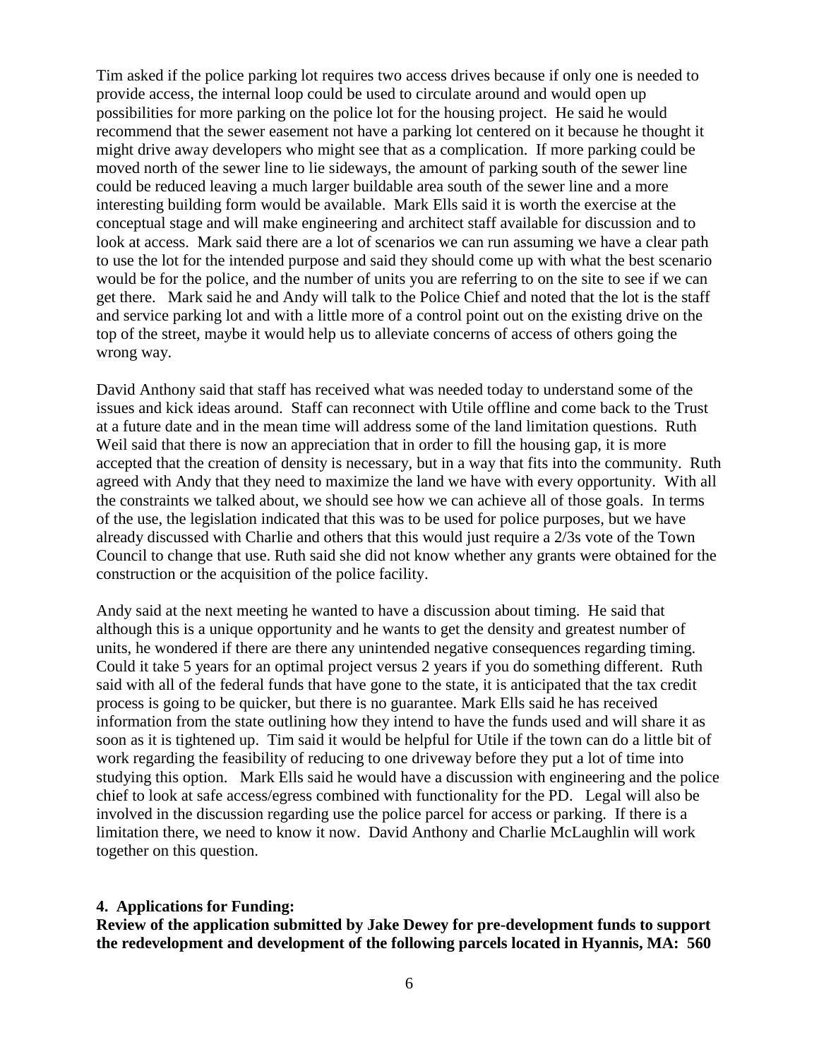Tim asked if the police parking lot requires two access drives because if only one is needed to provide access, the internal loop could be used to circulate around and would open up possibilities for more parking on the police lot for the housing project. He said he would recommend that the sewer easement not have a parking lot centered on it because he thought it might drive away developers who might see that as a complication. If more parking could be moved north of the sewer line to lie sideways, the amount of parking south of the sewer line could be reduced leaving a much larger buildable area south of the sewer line and a more interesting building form would be available. Mark Ells said it is worth the exercise at the conceptual stage and will make engineering and architect staff available for discussion and to look at access. Mark said there are a lot of scenarios we can run assuming we have a clear path to use the lot for the intended purpose and said they should come up with what the best scenario would be for the police, and the number of units you are referring to on the site to see if we can get there. Mark said he and Andy will talk to the Police Chief and noted that the lot is the staff and service parking lot and with a little more of a control point out on the existing drive on the top of the street, maybe it would help us to alleviate concerns of access of others going the wrong way.

David Anthony said that staff has received what was needed today to understand some of the issues and kick ideas around. Staff can reconnect with Utile offline and come back to the Trust at a future date and in the mean time will address some of the land limitation questions. Ruth Weil said that there is now an appreciation that in order to fill the housing gap, it is more accepted that the creation of density is necessary, but in a way that fits into the community. Ruth agreed with Andy that they need to maximize the land we have with every opportunity. With all the constraints we talked about, we should see how we can achieve all of those goals. In terms of the use, the legislation indicated that this was to be used for police purposes, but we have already discussed with Charlie and others that this would just require a 2/3s vote of the Town Council to change that use. Ruth said she did not know whether any grants were obtained for the construction or the acquisition of the police facility.

Andy said at the next meeting he wanted to have a discussion about timing. He said that although this is a unique opportunity and he wants to get the density and greatest number of units, he wondered if there are there any unintended negative consequences regarding timing. Could it take 5 years for an optimal project versus 2 years if you do something different. Ruth said with all of the federal funds that have gone to the state, it is anticipated that the tax credit process is going to be quicker, but there is no guarantee. Mark Ells said he has received information from the state outlining how they intend to have the funds used and will share it as soon as it is tightened up. Tim said it would be helpful for Utile if the town can do a little bit of work regarding the feasibility of reducing to one driveway before they put a lot of time into studying this option. Mark Ells said he would have a discussion with engineering and the police chief to look at safe access/egress combined with functionality for the PD. Legal will also be involved in the discussion regarding use the police parcel for access or parking. If there is a limitation there, we need to know it now. David Anthony and Charlie McLaughlin will work together on this question.

**4. Applications for Funding:**

**Review of the application submitted by Jake Dewey for pre-development funds to support the redevelopment and development of the following parcels located in Hyannis, MA: 560**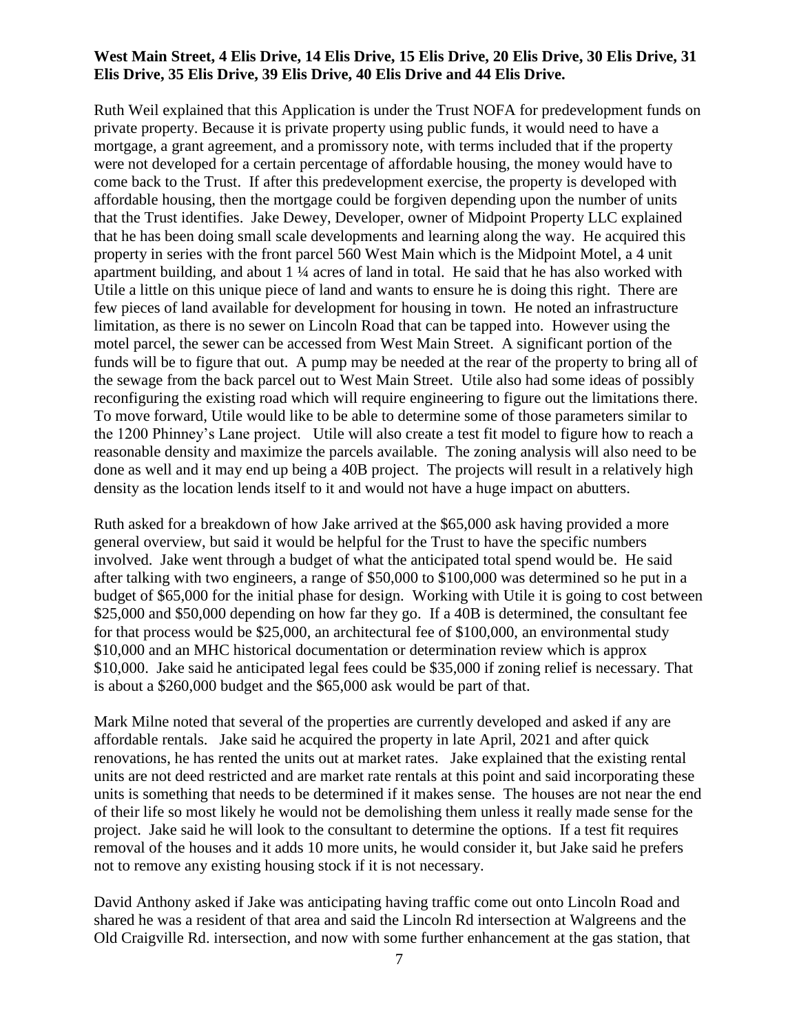**West Main Street, 4 Elis Drive, 14 Elis Drive, 15 Elis Drive, 20 Elis Drive, 30 Elis Drive, 31 Elis Drive, 35 Elis Drive, 39 Elis Drive, 40 Elis Drive and 44 Elis Drive.**

Ruth Weil explained that this Application is under the Trust NOFA for predevelopment funds on private property. Because it is private property using public funds, it would need to have a mortgage, a grant agreement, and a promissory note, with terms included that if the property were not developed for a certain percentage of affordable housing, the money would have to come back to the Trust. If after this predevelopment exercise, the property is developed with affordable housing, then the mortgage could be forgiven depending upon the number of units that the Trust identifies. Jake Dewey, Developer, owner of Midpoint Property LLC explained that he has been doing small scale developments and learning along the way. He acquired this property in series with the front parcel 560 West Main which is the Midpoint Motel, a 4 unit apartment building, and about 1 ¼ acres of land in total. He said that he has also worked with Utile a little on this unique piece of land and wants to ensure he is doing this right. There are few pieces of land available for development for housing in town. He noted an infrastructure limitation, as there is no sewer on Lincoln Road that can be tapped into. However using the motel parcel, the sewer can be accessed from West Main Street. A significant portion of the funds will be to figure that out. A pump may be needed at the rear of the property to bring all of the sewage from the back parcel out to West Main Street. Utile also had some ideas of possibly reconfiguring the existing road which will require engineering to figure out the limitations there. To move forward, Utile would like to be able to determine some of those parameters similar to the 1200 Phinney's Lane project. Utile will also create a test fit model to figure how to reach a reasonable density and maximize the parcels available. The zoning analysis will also need to be done as well and it may end up being a 40B project. The projects will result in a relatively high density as the location lends itself to it and would not have a huge impact on abutters.

Ruth asked for a breakdown of how Jake arrived at the $65,000 ask having provided a more general overview, but said it would be helpful for the Trust to have the specific numbers involved. Jake went through a budget of what the anticipated total spend would be. He said after talking with two engineers, a range of $50,000 to $100,000 was determined so he put in a budget of $65,000 for the initial phase for design. Working with Utile it is going to cost between $25,000 and $50,000 depending on how far they go. If a 40B is determined, the consultant fee for that process would be $25,000, an architectural fee of $100,000, an environmental study $10,000 and an MHC historical documentation or determination review which is approx $10,000. Jake said he anticipated legal fees could be $35,000 if zoning relief is necessary. That is about a $260,000 budget and the $65,000 ask would be part of that.

Mark Milne noted that several of the properties are currently developed and asked if any are affordable rentals. Jake said he acquired the property in late April, 2021 and after quick renovations, he has rented the units out at market rates. Jake explained that the existing rental units are not deed restricted and are market rate rentals at this point and said incorporating these units is something that needs to be determined if it makes sense. The houses are not near the end of their life so most likely he would not be demolishing them unless it really made sense for the project. Jake said he will look to the consultant to determine the options. If a test fit requires removal of the houses and it adds 10 more units, he would consider it, but Jake said he prefers not to remove any existing housing stock if it is not necessary.

David Anthony asked if Jake was anticipating having traffic come out onto Lincoln Road and shared he was a resident of that area and said the Lincoln Rd intersection at Walgreens and the Old Craigville Rd. intersection, and now with some further enhancement at the gas station, that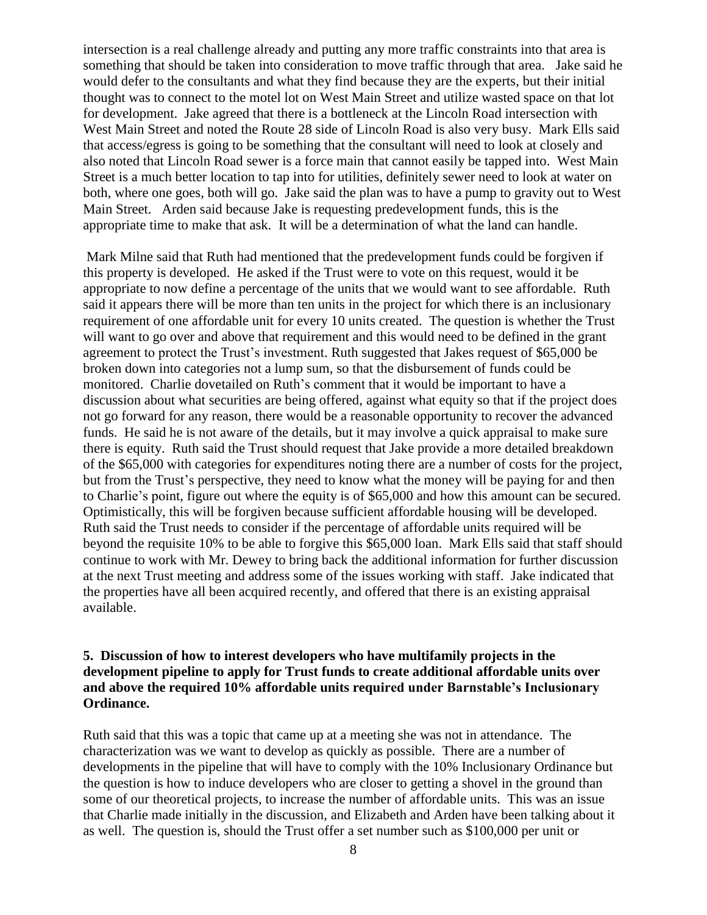intersection is a real challenge already and putting any more traffic constraints into that area is something that should be taken into consideration to move traffic through that area. Jake said he would defer to the consultants and what they find because they are the experts, but their initial thought was to connect to the motel lot on West Main Street and utilize wasted space on that lot for development. Jake agreed that there is a bottleneck at the Lincoln Road intersection with West Main Street and noted the Route 28 side of Lincoln Road is also very busy. Mark Ells said that access/egress is going to be something that the consultant will need to look at closely and also noted that Lincoln Road sewer is a force main that cannot easily be tapped into. West Main Street is a much better location to tap into for utilities, definitely sewer need to look at water on both, where one goes, both will go. Jake said the plan was to have a pump to gravity out to West Main Street. Arden said because Jake is requesting predevelopment funds, this is the appropriate time to make that ask. It will be a determination of what the land can handle.

Mark Milne said that Ruth had mentioned that the predevelopment funds could be forgiven if this property is developed. He asked if the Trust were to vote on this request, would it be appropriate to now define a percentage of the units that we would want to see affordable. Ruth said it appears there will be more than ten units in the project for which there is an inclusionary requirement of one affordable unit for every 10 units created. The question is whether the Trust will want to go over and above that requirement and this would need to be defined in the grant agreement to protect the Trust's investment. Ruth suggested that Jakes request of \$65,000 be broken down into categories not a lump sum, so that the disbursement of funds could be monitored. Charlie dovetailed on Ruth's comment that it would be important to have a discussion about what securities are being offered, against what equity so that if the project does not go forward for any reason, there would be a reasonable opportunity to recover the advanced funds. He said he is not aware of the details, but it may involve a quick appraisal to make sure there is equity. Ruth said the Trust should request that Jake provide a more detailed breakdown of the \$65,000 with categories for expenditures noting there are a number of costs for the project, but from the Trust's perspective, they need to know what the money will be paying for and then to Charlie's point, figure out where the equity is of \$65,000 and how this amount can be secured. Optimistically, this will be forgiven because sufficient affordable housing will be developed. Ruth said the Trust needs to consider if the percentage of affordable units required will be beyond the requisite 10% to be able to forgive this \$65,000 loan. Mark Ells said that staff should continue to work with Mr. Dewey to bring back the additional information for further discussion at the next Trust meeting and address some of the issues working with staff. Jake indicated that the properties have all been acquired recently, and offered that there is an existing appraisal available.

**5. Discussion of how to interest developers who have multifamily projects in the development pipeline to apply for Trust funds to create additional affordable units over and above the required 10% affordable units required under Barnstable's Inclusionary Ordinance.**

Ruth said that this was a topic that came up at a meeting she was not in attendance. The characterization was we want to develop as quickly as possible. There are a number of developments in the pipeline that will have to comply with the 10% Inclusionary Ordinance but the question is how to induce developers who are closer to getting a shovel in the ground than some of our theoretical projects, to increase the number of affordable units. This was an issue that Charlie made initially in the discussion, and Elizabeth and Arden have been talking about it as well. The question is, should the Trust offer a set number such as \$100,000 per unit or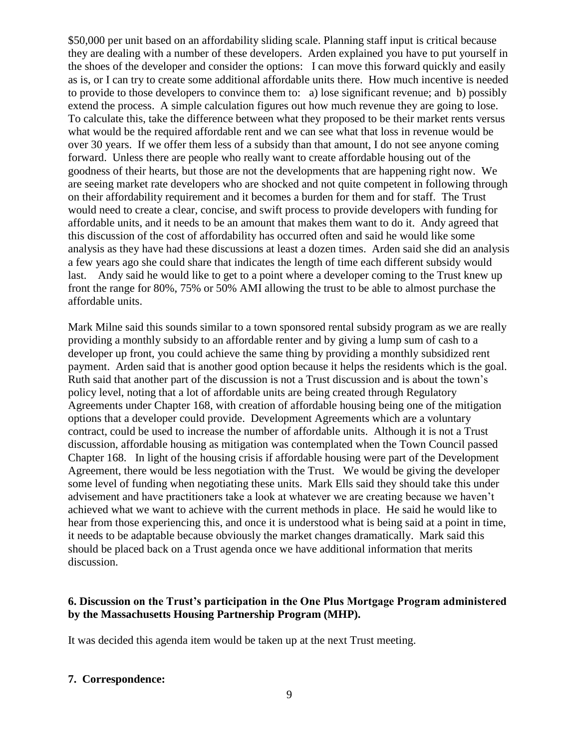$50,000 per unit based on an affordability sliding scale. Planning staff input is critical because they are dealing with a number of these developers. Arden explained you have to put yourself in the shoes of the developer and consider the options: I can move this forward quickly and easily as is, or I can try to create some additional affordable units there. How much incentive is needed to provide to those developers to convince them to: a) lose significant revenue; and b) possibly extend the process. A simple calculation figures out how much revenue they are going to lose. To calculate this, take the difference between what they proposed to be their market rents versus what would be the required affordable rent and we can see what that loss in revenue would be over 30 years. If we offer them less of a subsidy than that amount, I do not see anyone coming forward. Unless there are people who really want to create affordable housing out of the goodness of their hearts, but those are not the developments that are happening right now. We are seeing market rate developers who are shocked and not quite competent in following through on their affordability requirement and it becomes a burden for them and for staff. The Trust would need to create a clear, concise, and swift process to provide developers with funding for affordable units, and it needs to be an amount that makes them want to do it. Andy agreed that this discussion of the cost of affordability has occurred often and said he would like some analysis as they have had these discussions at least a dozen times. Arden said she did an analysis a few years ago she could share that indicates the length of time each different subsidy would last. Andy said he would like to get to a point where a developer coming to the Trust knew up front the range for 80%, 75% or 50% AMI allowing the trust to be able to almost purchase the affordable units.

Mark Milne said this sounds similar to a town sponsored rental subsidy program as we are really providing a monthly subsidy to an affordable renter and by giving a lump sum of cash to a developer up front, you could achieve the same thing by providing a monthly subsidized rent payment. Arden said that is another good option because it helps the residents which is the goal. Ruth said that another part of the discussion is not a Trust discussion and is about the town's policy level, noting that a lot of affordable units are being created through Regulatory Agreements under Chapter 168, with creation of affordable housing being one of the mitigation options that a developer could provide. Development Agreements which are a voluntary contract, could be used to increase the number of affordable units. Although it is not a Trust discussion, affordable housing as mitigation was contemplated when the Town Council passed Chapter 168. In light of the housing crisis if affordable housing were part of the Development Agreement, there would be less negotiation with the Trust. We would be giving the developer some level of funding when negotiating these units. Mark Ells said they should take this under advisement and have practitioners take a look at whatever we are creating because we haven't achieved what we want to achieve with the current methods in place. He said he would like to hear from those experiencing this, and once it is understood what is being said at a point in time, it needs to be adaptable because obviously the market changes dramatically. Mark said this should be placed back on a Trust agenda once we have additional information that merits discussion.

**6. Discussion on the Trust's participation in the One Plus Mortgage Program administered by the Massachusetts Housing Partnership Program (MHP).**

It was decided this agenda item would be taken up at the next Trust meeting.

**7. Correspondence:**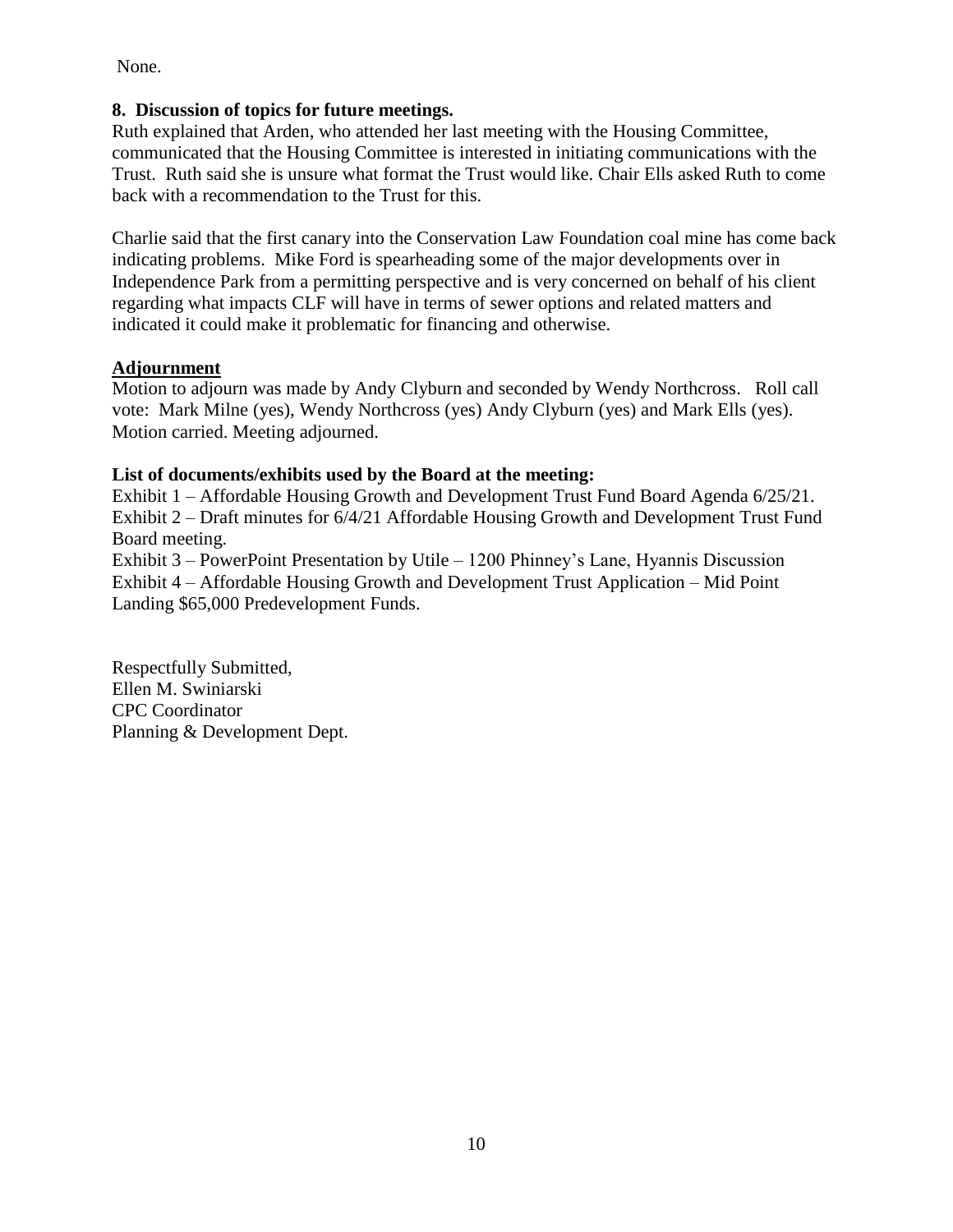None.

**8. Discussion of topics for future meetings.**

Ruth explained that Arden, who attended her last meeting with the Housing Committee, communicated that the Housing Committee is interested in initiating communications with the Trust. Ruth said she is unsure what format the Trust would like. Chair Ells asked Ruth to come back with a recommendation to the Trust for this.

Charlie said that the first canary into the Conservation Law Foundation coal mine has come back indicating problems. Mike Ford is spearheading some of the major developments over in Independence Park from a permitting perspective and is very concerned on behalf of his client regarding what impacts CLF will have in terms of sewer options and related matters and indicated it could make it problematic for financing and otherwise.

**Adjournment**

Motion to adjourn was made by Andy Clyburn and seconded by Wendy Northcross. Roll call vote: Mark Milne (yes), Wendy Northcross (yes) Andy Clyburn (yes) and Mark Ells (yes). Motion carried. Meeting adjourned.

**List of documents/exhibits used by the Board at the meeting:**

Exhibit 1 – Affordable Housing Growth and Development Trust Fund Board Agenda 6/25/21.
Exhibit 2 – Draft minutes for 6/4/21 Affordable Housing Growth and Development Trust Fund Board meeting.
Exhibit 3 – PowerPoint Presentation by Utile – 1200 Phinney's Lane, Hyannis Discussion
Exhibit 4 – Affordable Housing Growth and Development Trust Application – Mid Point Landing $65,000 Predevelopment Funds.

Respectfully Submitted,
Ellen M. Swiniarski
CPC Coordinator
Planning & Development Dept.